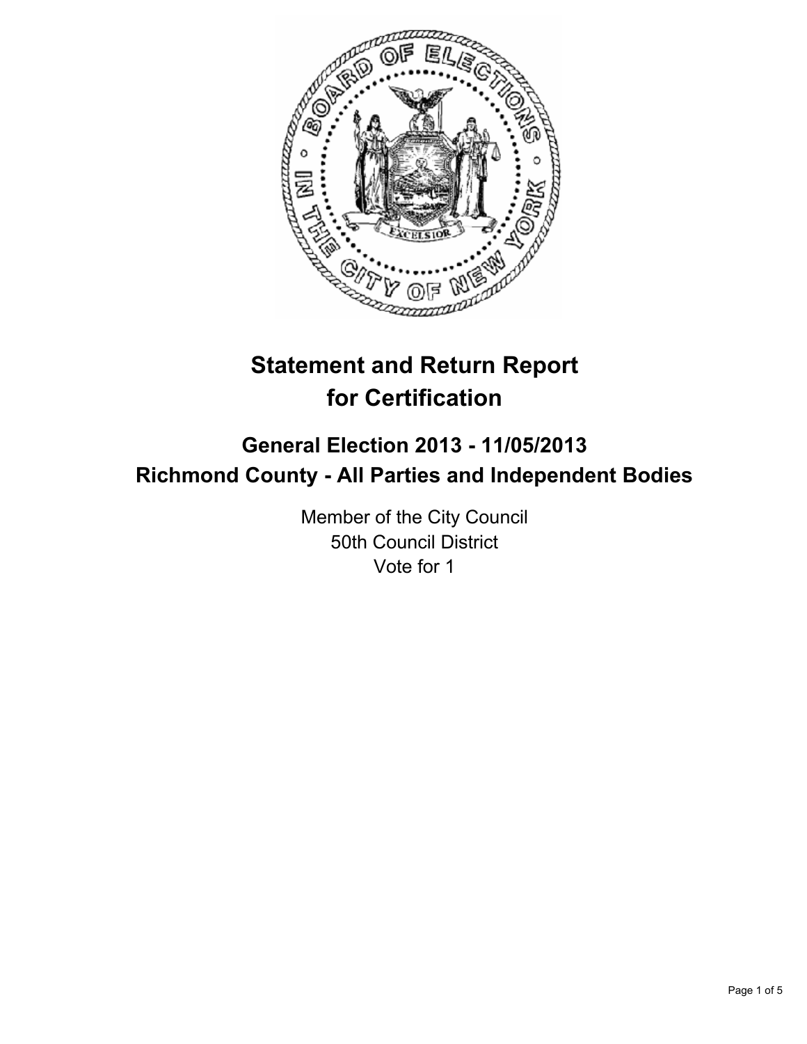# Statement and Return Report for Certification

## General Election 2013 - 11/05/2013
## Richmond County - All Parties and Independent Bodies

Member of the City Council
50th Council District
Vote for 1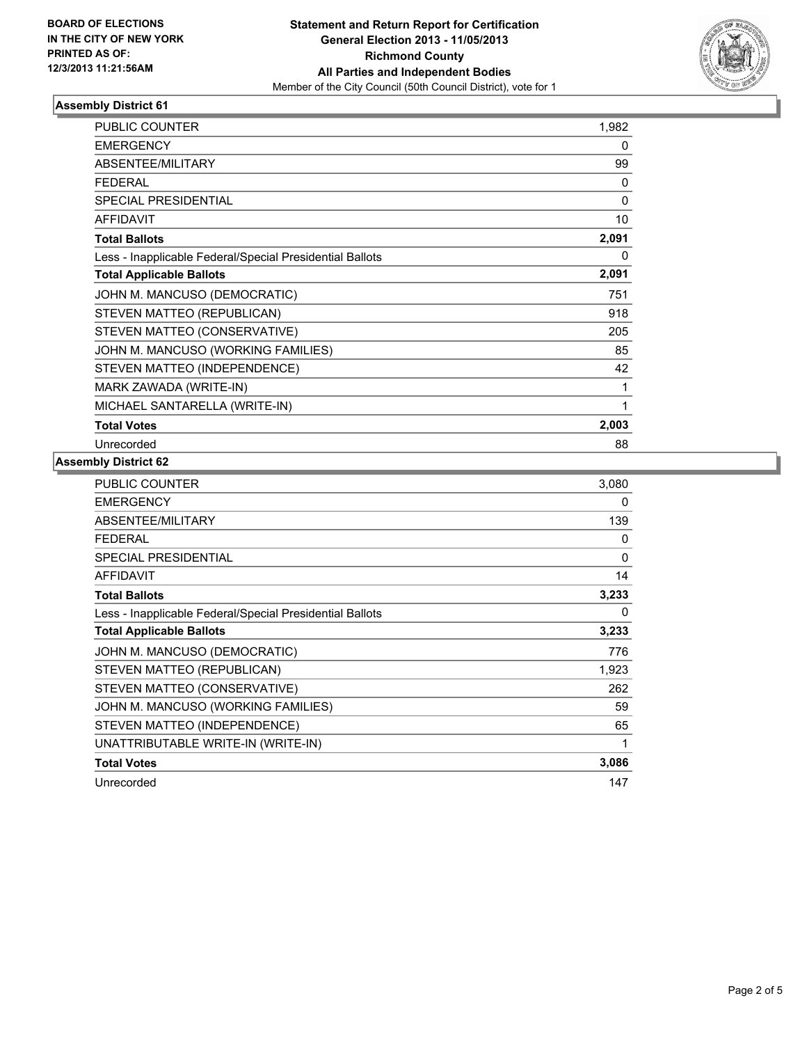**BOARD OF ELECTIONS IN THE CITY OF NEW YORK PRINTED AS OF: 12/3/2013 11:21:56AM**

**Statement and Return Report for Certification General Election 2013 - 11/05/2013 Richmond County All Parties and Independent Bodies**

Member of the City Council (50th Council District), vote for 1

## Assembly District 61

| | |
|---|---|
| PUBLIC COUNTER | 1,982 |
| EMERGENCY | 0 |
| ABSENTEE/MILITARY | 99 |
| FEDERAL | 0 |
| SPECIAL PRESIDENTIAL | 0 |
| AFFIDAVIT | 10 |
| **Total Ballots** | **2,091** |
| Less - Inapplicable Federal/Special Presidential Ballots | 0 |
| **Total Applicable Ballots** | **2,091** |
| JOHN M. MANCUSO (DEMOCRATIC) | 751 |
| STEVEN MATTEO (REPUBLICAN) | 918 |
| STEVEN MATTEO (CONSERVATIVE) | 205 |
| JOHN M. MANCUSO (WORKING FAMILIES) | 85 |
| STEVEN MATTEO (INDEPENDENCE) | 42 |
| MARK ZAWADA (WRITE-IN) | 1 |
| MICHAEL SANTARELLA (WRITE-IN) | 1 |
| **Total Votes** | **2,003** |
| Unrecorded | 88 |

## Assembly District 62

| | |
|---|---|
| PUBLIC COUNTER | 3,080 |
| EMERGENCY | 0 |
| ABSENTEE/MILITARY | 139 |
| FEDERAL | 0 |
| SPECIAL PRESIDENTIAL | 0 |
| AFFIDAVIT | 14 |
| **Total Ballots** | **3,233** |
| Less - Inapplicable Federal/Special Presidential Ballots | 0 |
| **Total Applicable Ballots** | **3,233** |
| JOHN M. MANCUSO (DEMOCRATIC) | 776 |
| STEVEN MATTEO (REPUBLICAN) | 1,923 |
| STEVEN MATTEO (CONSERVATIVE) | 262 |
| JOHN M. MANCUSO (WORKING FAMILIES) | 59 |
| STEVEN MATTEO (INDEPENDENCE) | 65 |
| UNATTRIBUTABLE WRITE-IN (WRITE-IN) | 1 |
| **Total Votes** | **3,086** |
| Unrecorded | 147 |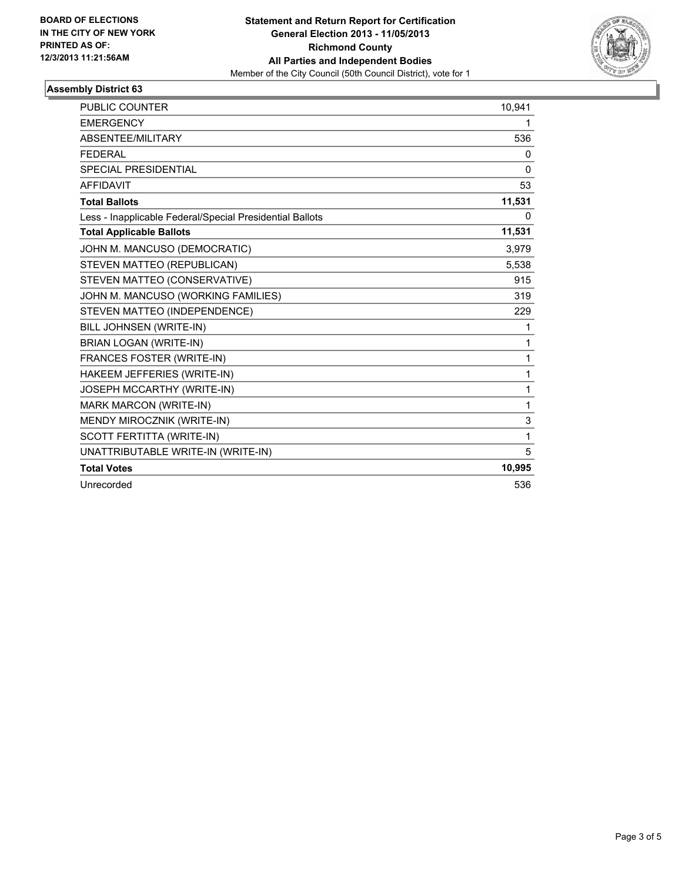**BOARD OF ELECTIONS IN THE CITY OF NEW YORK PRINTED AS OF: 12/3/2013 11:21:56AM**

**Statement and Return Report for Certification**
**General Election 2013 - 11/05/2013**
**Richmond County**
**All Parties and Independent Bodies**
Member of the City Council (50th Council District), vote for 1

## Assembly District 63

| | |
|---|---|
| PUBLIC COUNTER | 10,941 |
| EMERGENCY | 1 |
| ABSENTEE/MILITARY | 536 |
| FEDERAL | 0 |
| SPECIAL PRESIDENTIAL | 0 |
| AFFIDAVIT | 53 |
| **Total Ballots** | **11,531** |
| Less - Inapplicable Federal/Special Presidential Ballots | 0 |
| **Total Applicable Ballots** | **11,531** |
| JOHN M. MANCUSO (DEMOCRATIC) | 3,979 |
| STEVEN MATTEO (REPUBLICAN) | 5,538 |
| STEVEN MATTEO (CONSERVATIVE) | 915 |
| JOHN M. MANCUSO (WORKING FAMILIES) | 319 |
| STEVEN MATTEO (INDEPENDENCE) | 229 |
| BILL JOHNSEN (WRITE-IN) | 1 |
| BRIAN LOGAN (WRITE-IN) | 1 |
| FRANCES FOSTER (WRITE-IN) | 1 |
| HAKEEM JEFFERIES (WRITE-IN) | 1 |
| JOSEPH MCCARTHY (WRITE-IN) | 1 |
| MARK MARCON (WRITE-IN) | 1 |
| MENDY MIROCZNIK (WRITE-IN) | 3 |
| SCOTT FERTITTA (WRITE-IN) | 1 |
| UNATTRIBUTABLE WRITE-IN (WRITE-IN) | 5 |
| **Total Votes** | **10,995** |
| Unrecorded | 536 |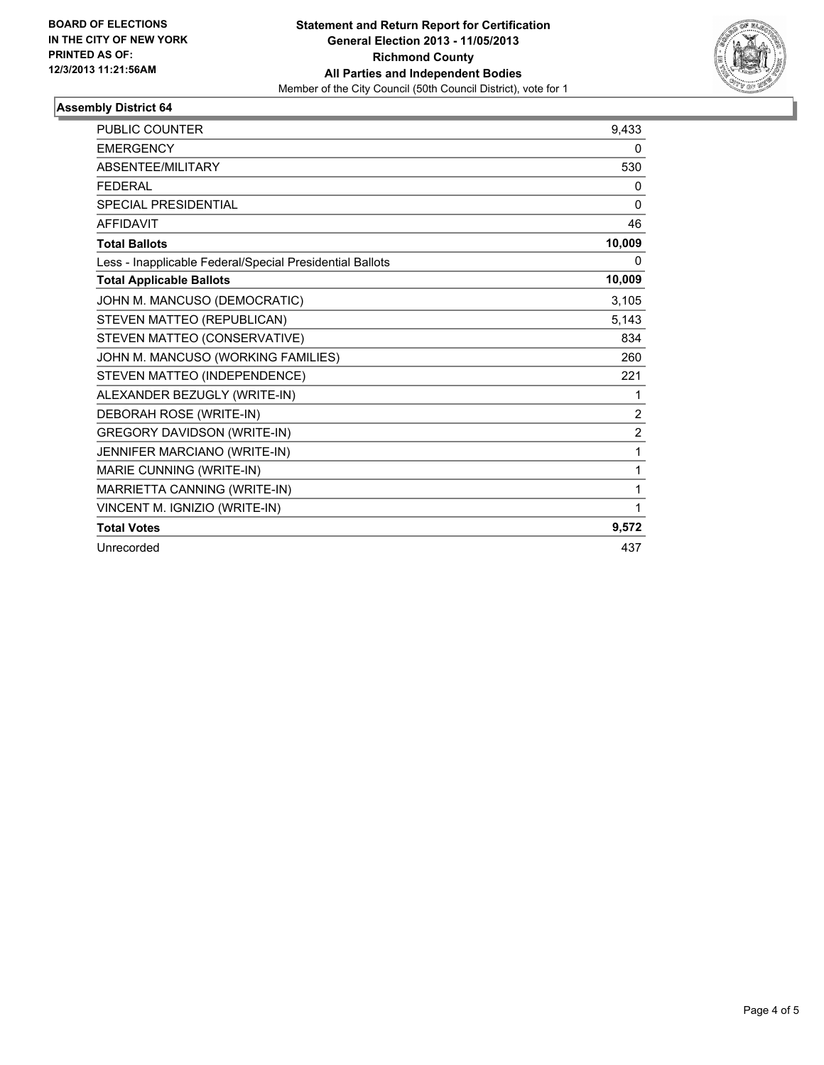**BOARD OF ELECTIONS IN THE CITY OF NEW YORK PRINTED AS OF: 12/3/2013 11:21:56AM**

**Statement and Return Report for Certification**
**General Election 2013 - 11/05/2013**
**Richmond County**
**All Parties and Independent Bodies**
Member of the City Council (50th Council District), vote for 1

### Assembly District 64

| | |
|---|---|
| PUBLIC COUNTER | 9,433 |
| EMERGENCY | 0 |
| ABSENTEE/MILITARY | 530 |
| FEDERAL | 0 |
| SPECIAL PRESIDENTIAL | 0 |
| AFFIDAVIT | 46 |
| **Total Ballots** | **10,009** |
| Less - Inapplicable Federal/Special Presidential Ballots | 0 |
| **Total Applicable Ballots** | **10,009** |
| JOHN M. MANCUSO (DEMOCRATIC) | 3,105 |
| STEVEN MATTEO (REPUBLICAN) | 5,143 |
| STEVEN MATTEO (CONSERVATIVE) | 834 |
| JOHN M. MANCUSO (WORKING FAMILIES) | 260 |
| STEVEN MATTEO (INDEPENDENCE) | 221 |
| ALEXANDER BEZUGLY (WRITE-IN) | 1 |
| DEBORAH ROSE (WRITE-IN) | 2 |
| GREGORY DAVIDSON (WRITE-IN) | 2 |
| JENNIFER MARCIANO (WRITE-IN) | 1 |
| MARIE CUNNING (WRITE-IN) | 1 |
| MARRIETTA CANNING (WRITE-IN) | 1 |
| VINCENT M. IGNIZIO (WRITE-IN) | 1 |
| **Total Votes** | **9,572** |
| Unrecorded | 437 |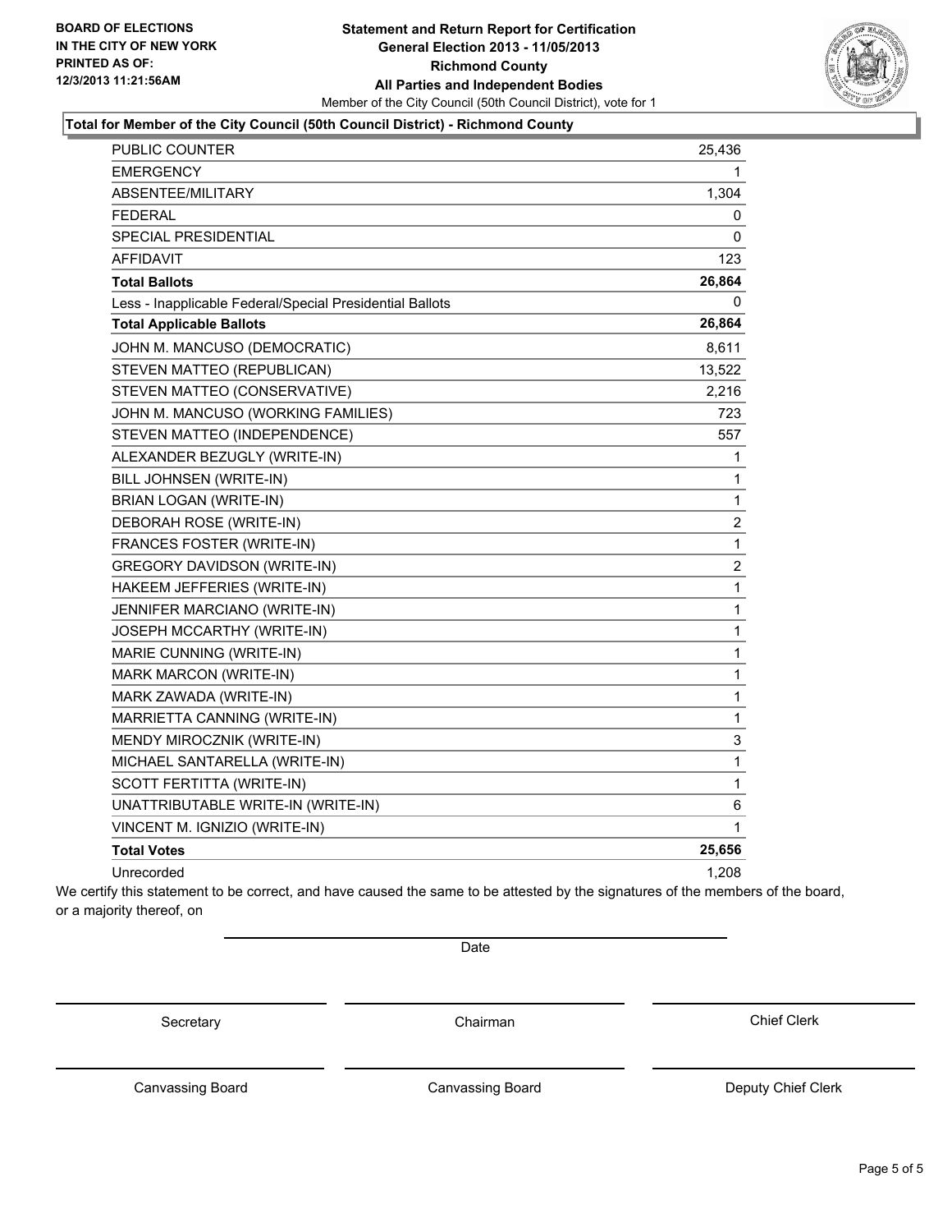**BOARD OF ELECTIONS IN THE CITY OF NEW YORK PRINTED AS OF: 12/3/2013 11:21:56AM**

# Statement and Return Report for Certification
## General Election 2013 - 11/05/2013
## Richmond County
## All Parties and Independent Bodies

Member of the City Council (50th Council District), vote for 1

### Total for Member of the City Council (50th Council District) - Richmond County

| | |
|---|---|
| PUBLIC COUNTER | 25,436 |
| EMERGENCY | 1 |
| ABSENTEE/MILITARY | 1,304 |
| FEDERAL | 0 |
| SPECIAL PRESIDENTIAL | 0 |
| AFFIDAVIT | 123 |
| **Total Ballots** | **26,864** |
| Less - Inapplicable Federal/Special Presidential Ballots | 0 |
| **Total Applicable Ballots** | **26,864** |
| JOHN M. MANCUSO (DEMOCRATIC) | 8,611 |
| STEVEN MATTEO (REPUBLICAN) | 13,522 |
| STEVEN MATTEO (CONSERVATIVE) | 2,216 |
| JOHN M. MANCUSO (WORKING FAMILIES) | 723 |
| STEVEN MATTEO (INDEPENDENCE) | 557 |
| ALEXANDER BEZUGLY (WRITE-IN) | 1 |
| BILL JOHNSEN (WRITE-IN) | 1 |
| BRIAN LOGAN (WRITE-IN) | 1 |
| DEBORAH ROSE (WRITE-IN) | 2 |
| FRANCES FOSTER (WRITE-IN) | 1 |
| GREGORY DAVIDSON (WRITE-IN) | 2 |
| HAKEEM JEFFERIES (WRITE-IN) | 1 |
| JENNIFER MARCIANO (WRITE-IN) | 1 |
| JOSEPH MCCARTHY (WRITE-IN) | 1 |
| MARIE CUNNING (WRITE-IN) | 1 |
| MARK MARCON (WRITE-IN) | 1 |
| MARK ZAWADA (WRITE-IN) | 1 |
| MARRIETTA CANNING (WRITE-IN) | 1 |
| MENDY MIROCZNIK (WRITE-IN) | 3 |
| MICHAEL SANTARELLA (WRITE-IN) | 1 |
| SCOTT FERTITTA (WRITE-IN) | 1 |
| UNATTRIBUTABLE WRITE-IN (WRITE-IN) | 6 |
| VINCENT M. IGNIZIO (WRITE-IN) | 1 |
| **Total Votes** | **25,656** |
| Unrecorded | 1,208 |

We certify this statement to be correct, and have caused the same to be attested by the signatures of the members of the board, or a majority thereof, on

Date

Secretary | Chairman | Chief Clerk

Canvassing Board | Canvassing Board | Deputy Chief Clerk